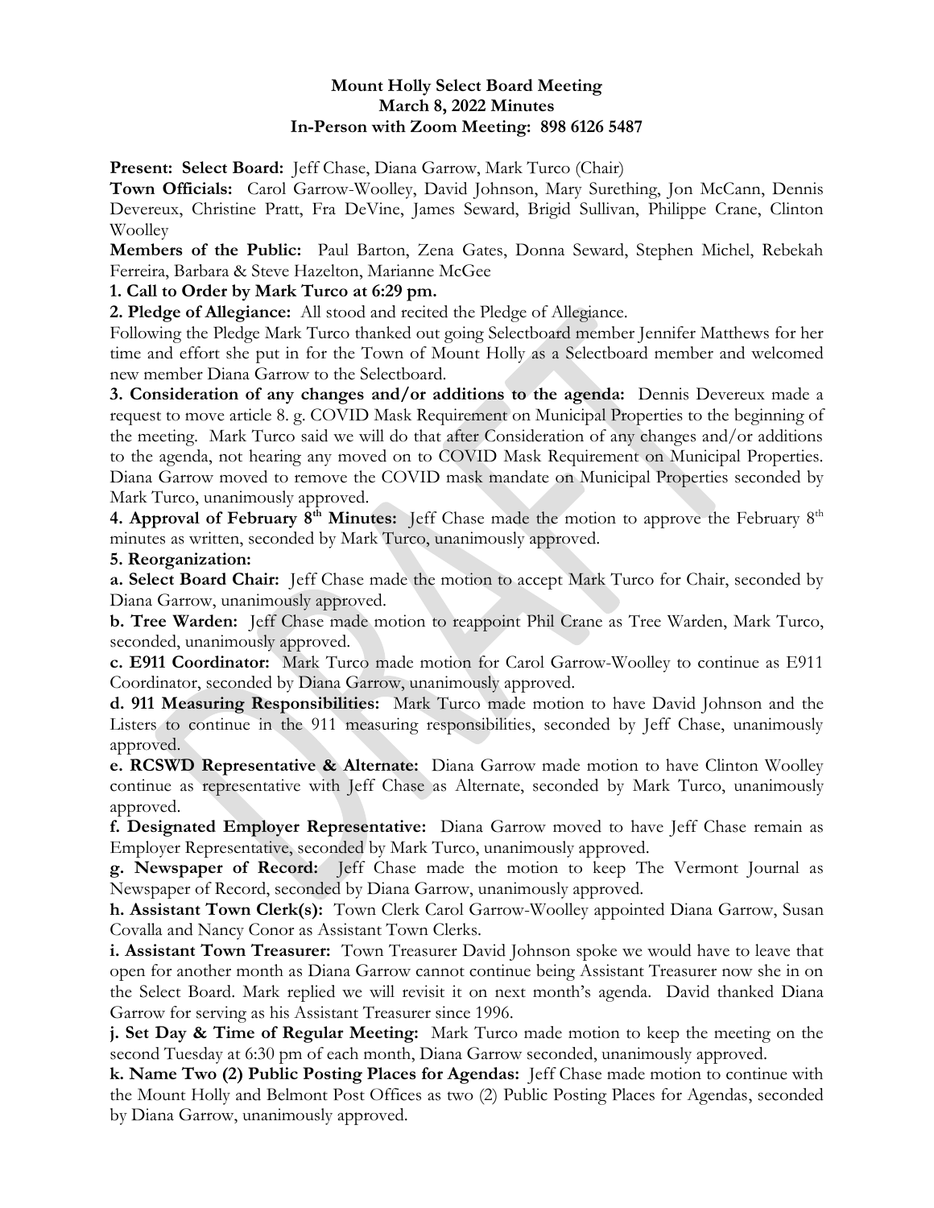**Mount Holly Select Board Meeting**
**March 8, 2022 Minutes**
**In-Person with Zoom Meeting: 898 6126 5487**

**Present: Select Board:** Jeff Chase, Diana Garrow, Mark Turco (Chair)

**Town Officials:** Carol Garrow-Woolley, David Johnson, Mary Surething, Jon McCann, Dennis Devereux, Christine Pratt, Fra DeVine, James Seward, Brigid Sullivan, Philippe Crane, Clinton Woolley

**Members of the Public:** Paul Barton, Zena Gates, Donna Seward, Stephen Michel, Rebekah Ferreira, Barbara & Steve Hazelton, Marianne McGee

**1. Call to Order by Mark Turco at 6:29 pm.**

**2. Pledge of Allegiance:** All stood and recited the Pledge of Allegiance.

Following the Pledge Mark Turco thanked out going Selectboard member Jennifer Matthews for her time and effort she put in for the Town of Mount Holly as a Selectboard member and welcomed new member Diana Garrow to the Selectboard.

**3. Consideration of any changes and/or additions to the agenda:** Dennis Devereux made a request to move article 8. g. COVID Mask Requirement on Municipal Properties to the beginning of the meeting. Mark Turco said we will do that after Consideration of any changes and/or additions to the agenda, not hearing any moved on to COVID Mask Requirement on Municipal Properties. Diana Garrow moved to remove the COVID mask mandate on Municipal Properties seconded by Mark Turco, unanimously approved.

**4. Approval of February 8th Minutes:** Jeff Chase made the motion to approve the February 8th minutes as written, seconded by Mark Turco, unanimously approved.

**5. Reorganization:**

**a. Select Board Chair:** Jeff Chase made the motion to accept Mark Turco for Chair, seconded by Diana Garrow, unanimously approved.

**b. Tree Warden:** Jeff Chase made motion to reappoint Phil Crane as Tree Warden, Mark Turco, seconded, unanimously approved.

**c. E911 Coordinator:** Mark Turco made motion for Carol Garrow-Woolley to continue as E911 Coordinator, seconded by Diana Garrow, unanimously approved.

**d. 911 Measuring Responsibilities:** Mark Turco made motion to have David Johnson and the Listers to continue in the 911 measuring responsibilities, seconded by Jeff Chase, unanimously approved.

**e. RCSWD Representative & Alternate:** Diana Garrow made motion to have Clinton Woolley continue as representative with Jeff Chase as Alternate, seconded by Mark Turco, unanimously approved.

**f. Designated Employer Representative:** Diana Garrow moved to have Jeff Chase remain as Employer Representative, seconded by Mark Turco, unanimously approved.

**g. Newspaper of Record:** Jeff Chase made the motion to keep The Vermont Journal as Newspaper of Record, seconded by Diana Garrow, unanimously approved.

**h. Assistant Town Clerk(s):** Town Clerk Carol Garrow-Woolley appointed Diana Garrow, Susan Covalla and Nancy Conor as Assistant Town Clerks.

**i. Assistant Town Treasurer:** Town Treasurer David Johnson spoke we would have to leave that open for another month as Diana Garrow cannot continue being Assistant Treasurer now she in on the Select Board. Mark replied we will revisit it on next month's agenda. David thanked Diana Garrow for serving as his Assistant Treasurer since 1996.

**j. Set Day & Time of Regular Meeting:** Mark Turco made motion to keep the meeting on the second Tuesday at 6:30 pm of each month, Diana Garrow seconded, unanimously approved.

**k. Name Two (2) Public Posting Places for Agendas:** Jeff Chase made motion to continue with the Mount Holly and Belmont Post Offices as two (2) Public Posting Places for Agendas, seconded by Diana Garrow, unanimously approved.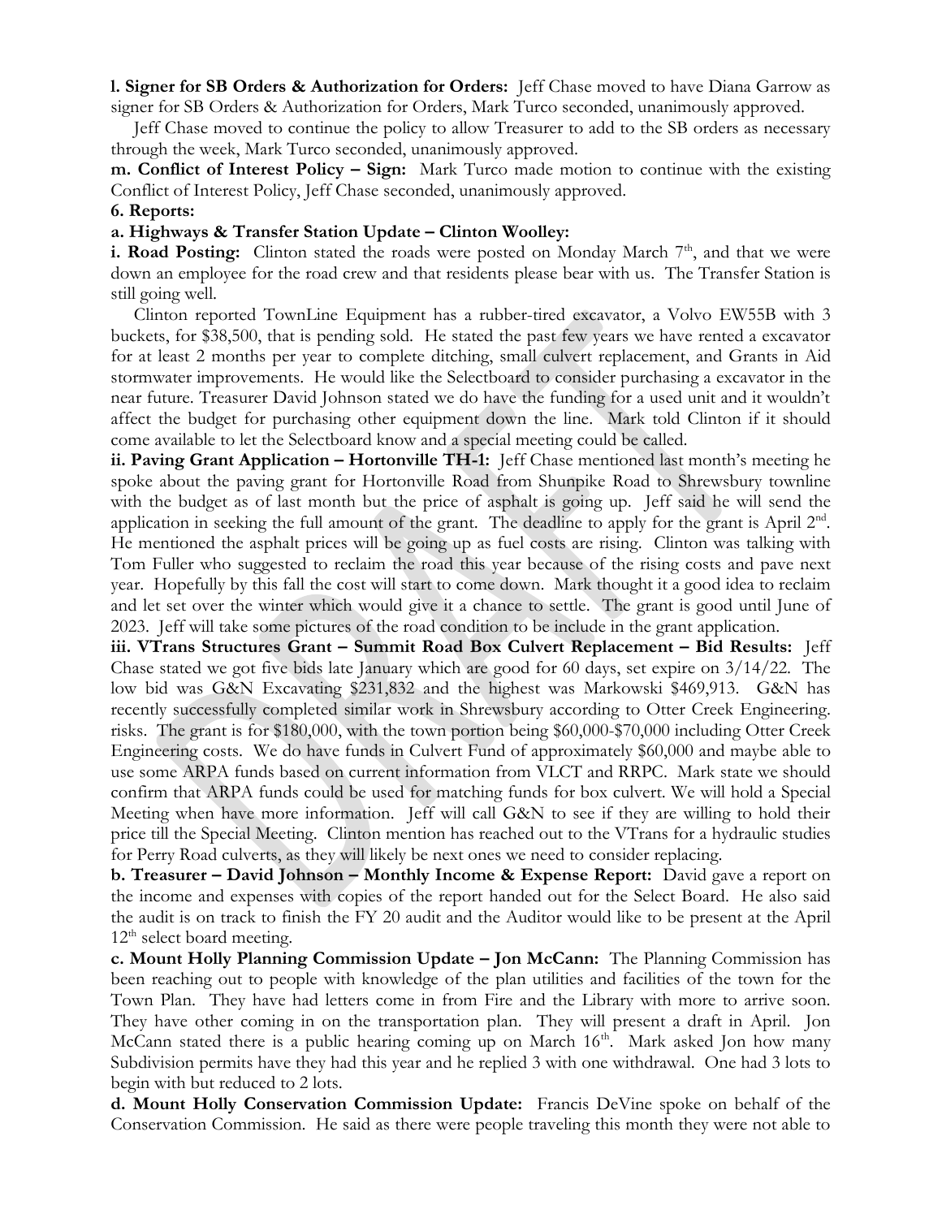**l. Signer for SB Orders & Authorization for Orders:** Jeff Chase moved to have Diana Garrow as signer for SB Orders & Authorization for Orders, Mark Turco seconded, unanimously approved.

Jeff Chase moved to continue the policy to allow Treasurer to add to the SB orders as necessary through the week, Mark Turco seconded, unanimously approved.

**m. Conflict of Interest Policy – Sign:** Mark Turco made motion to continue with the existing Conflict of Interest Policy, Jeff Chase seconded, unanimously approved.

**6. Reports:**

**a. Highways & Transfer Station Update – Clinton Woolley:**

**i. Road Posting:** Clinton stated the roads were posted on Monday March 7th, and that we were down an employee for the road crew and that residents please bear with us. The Transfer Station is still going well.

Clinton reported TownLine Equipment has a rubber-tired excavator, a Volvo EW55B with 3 buckets, for $38,500, that is pending sold. He stated the past few years we have rented a excavator for at least 2 months per year to complete ditching, small culvert replacement, and Grants in Aid stormwater improvements. He would like the Selectboard to consider purchasing a excavator in the near future. Treasurer David Johnson stated we do have the funding for a used unit and it wouldn't affect the budget for purchasing other equipment down the line. Mark told Clinton if it should come available to let the Selectboard know and a special meeting could be called.

**ii. Paving Grant Application – Hortonville TH-1:** Jeff Chase mentioned last month's meeting he spoke about the paving grant for Hortonville Road from Shunpike Road to Shrewsbury townline with the budget as of last month but the price of asphalt is going up. Jeff said he will send the application in seeking the full amount of the grant. The deadline to apply for the grant is April 2nd. He mentioned the asphalt prices will be going up as fuel costs are rising. Clinton was talking with Tom Fuller who suggested to reclaim the road this year because of the rising costs and pave next year. Hopefully by this fall the cost will start to come down. Mark thought it a good idea to reclaim and let set over the winter which would give it a chance to settle. The grant is good until June of 2023. Jeff will take some pictures of the road condition to be include in the grant application.

**iii. VTrans Structures Grant – Summit Road Box Culvert Replacement – Bid Results:** Jeff Chase stated we got five bids late January which are good for 60 days, set expire on 3/14/22. The low bid was G&N Excavating $231,832 and the highest was Markowski $469,913. G&N has recently successfully completed similar work in Shrewsbury according to Otter Creek Engineering. risks. The grant is for $180,000, with the town portion being $60,000-$70,000 including Otter Creek Engineering costs. We do have funds in Culvert Fund of approximately $60,000 and maybe able to use some ARPA funds based on current information from VLCT and RRPC. Mark state we should confirm that ARPA funds could be used for matching funds for box culvert. We will hold a Special Meeting when have more information. Jeff will call G&N to see if they are willing to hold their price till the Special Meeting. Clinton mention has reached out to the VTrans for a hydraulic studies for Perry Road culverts, as they will likely be next ones we need to consider replacing.

**b. Treasurer – David Johnson – Monthly Income & Expense Report:** David gave a report on the income and expenses with copies of the report handed out for the Select Board. He also said the audit is on track to finish the FY 20 audit and the Auditor would like to be present at the April 12th select board meeting.

**c. Mount Holly Planning Commission Update – Jon McCann:** The Planning Commission has been reaching out to people with knowledge of the plan utilities and facilities of the town for the Town Plan. They have had letters come in from Fire and the Library with more to arrive soon. They have other coming in on the transportation plan. They will present a draft in April. Jon McCann stated there is a public hearing coming up on March 16th. Mark asked Jon how many Subdivision permits have they had this year and he replied 3 with one withdrawal. One had 3 lots to begin with but reduced to 2 lots.

**d. Mount Holly Conservation Commission Update:** Francis DeVine spoke on behalf of the Conservation Commission. He said as there were people traveling this month they were not able to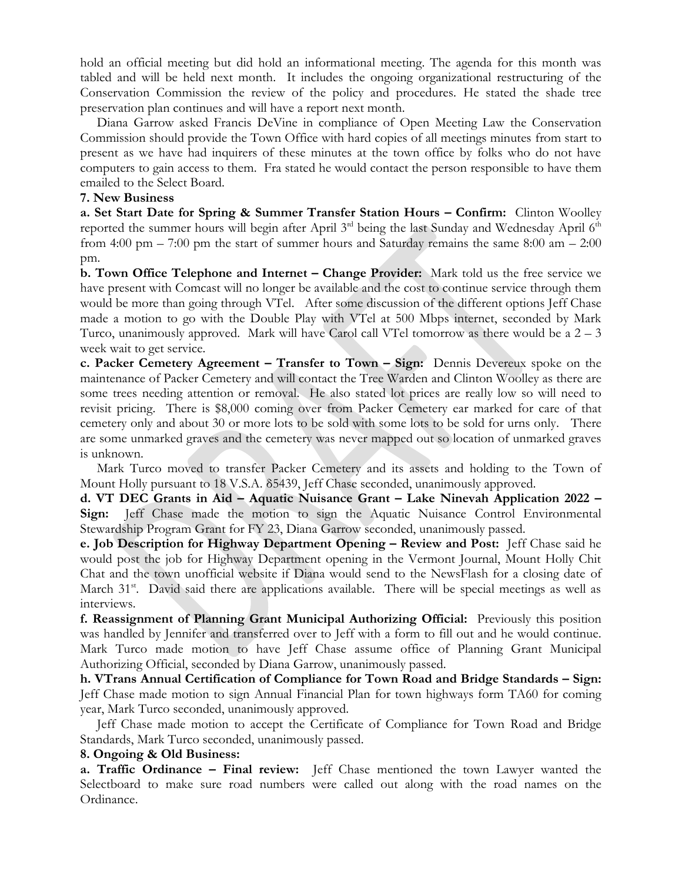hold an official meeting but did hold an informational meeting. The agenda for this month was tabled and will be held next month. It includes the ongoing organizational restructuring of the Conservation Commission the review of the policy and procedures. He stated the shade tree preservation plan continues and will have a report next month.

Diana Garrow asked Francis DeVine in compliance of Open Meeting Law the Conservation Commission should provide the Town Office with hard copies of all meetings minutes from start to present as we have had inquirers of these minutes at the town office by folks who do not have computers to gain access to them. Fra stated he would contact the person responsible to have them emailed to the Select Board.

**7. New Business**

**a. Set Start Date for Spring & Summer Transfer Station Hours – Confirm:** Clinton Woolley reported the summer hours will begin after April 3rd being the last Sunday and Wednesday April 6th from 4:00 pm – 7:00 pm the start of summer hours and Saturday remains the same 8:00 am – 2:00 pm.

**b. Town Office Telephone and Internet – Change Provider:** Mark told us the free service we have present with Comcast will no longer be available and the cost to continue service through them would be more than going through VTel. After some discussion of the different options Jeff Chase made a motion to go with the Double Play with VTel at 500 Mbps internet, seconded by Mark Turco, unanimously approved. Mark will have Carol call VTel tomorrow as there would be a 2 – 3 week wait to get service.

**c. Packer Cemetery Agreement – Transfer to Town – Sign:** Dennis Devereux spoke on the maintenance of Packer Cemetery and will contact the Tree Warden and Clinton Woolley as there are some trees needing attention or removal. He also stated lot prices are really low so will need to revisit pricing. There is $8,000 coming over from Packer Cemetery ear marked for care of that cemetery only and about 30 or more lots to be sold with some lots to be sold for urns only. There are some unmarked graves and the cemetery was never mapped out so location of unmarked graves is unknown.

Mark Turco moved to transfer Packer Cemetery and its assets and holding to the Town of Mount Holly pursuant to 18 V.S.A. δ5439, Jeff Chase seconded, unanimously approved.

**d. VT DEC Grants in Aid – Aquatic Nuisance Grant – Lake Ninevah Application 2022 – Sign:** Jeff Chase made the motion to sign the Aquatic Nuisance Control Environmental Stewardship Program Grant for FY 23, Diana Garrow seconded, unanimously passed.

**e. Job Description for Highway Department Opening – Review and Post:** Jeff Chase said he would post the job for Highway Department opening in the Vermont Journal, Mount Holly Chit Chat and the town unofficial website if Diana would send to the NewsFlash for a closing date of March 31st. David said there are applications available. There will be special meetings as well as interviews.

**f. Reassignment of Planning Grant Municipal Authorizing Official:** Previously this position was handled by Jennifer and transferred over to Jeff with a form to fill out and he would continue. Mark Turco made motion to have Jeff Chase assume office of Planning Grant Municipal Authorizing Official, seconded by Diana Garrow, unanimously passed.

**h. VTrans Annual Certification of Compliance for Town Road and Bridge Standards – Sign:** Jeff Chase made motion to sign Annual Financial Plan for town highways form TA60 for coming year, Mark Turco seconded, unanimously approved.

Jeff Chase made motion to accept the Certificate of Compliance for Town Road and Bridge Standards, Mark Turco seconded, unanimously passed.

**8. Ongoing & Old Business:**

**a. Traffic Ordinance – Final review:** Jeff Chase mentioned the town Lawyer wanted the Selectboard to make sure road numbers were called out along with the road names on the Ordinance.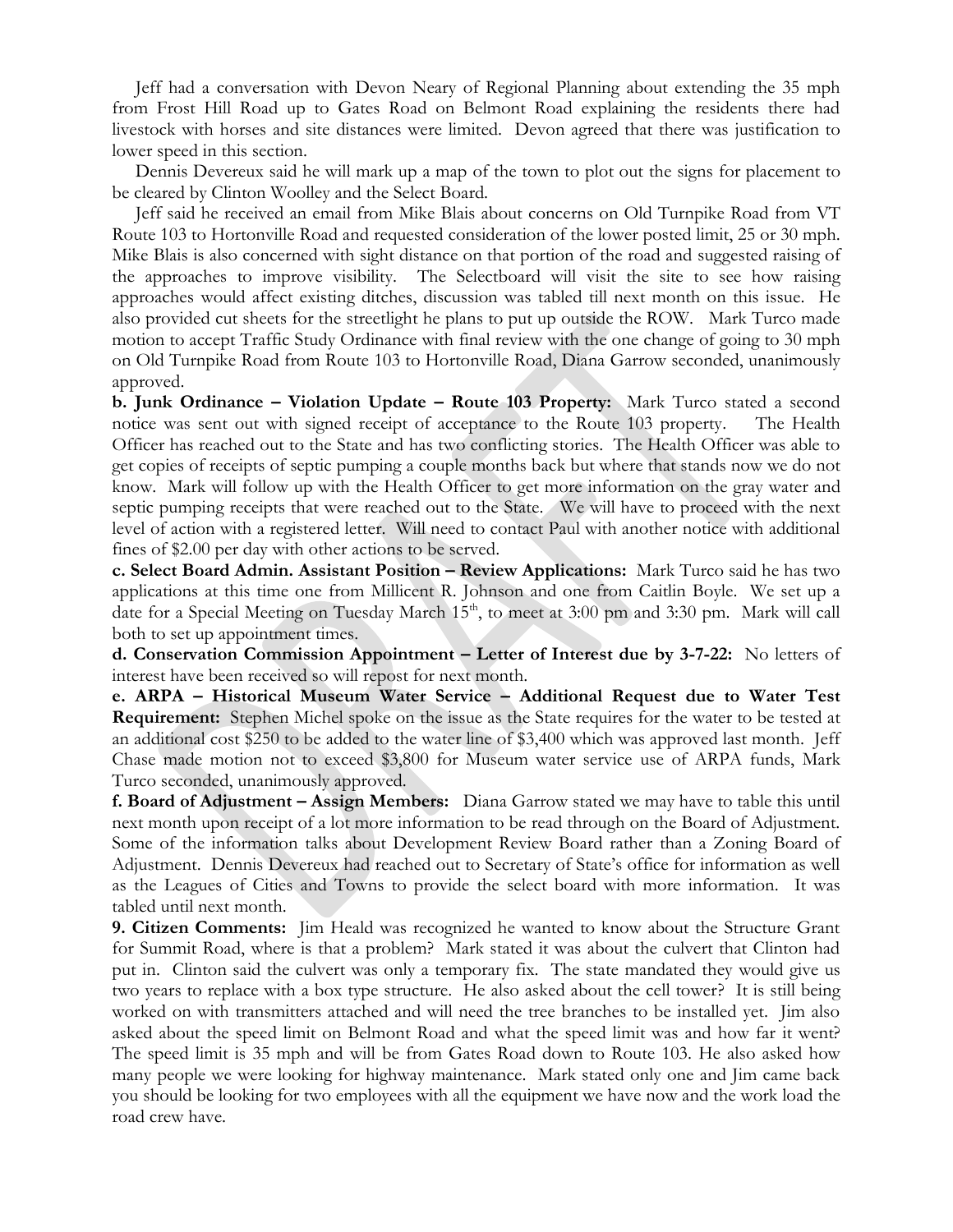Jeff had a conversation with Devon Neary of Regional Planning about extending the 35 mph from Frost Hill Road up to Gates Road on Belmont Road explaining the residents there had livestock with horses and site distances were limited. Devon agreed that there was justification to lower speed in this section.

Dennis Devereux said he will mark up a map of the town to plot out the signs for placement to be cleared by Clinton Woolley and the Select Board.

Jeff said he received an email from Mike Blais about concerns on Old Turnpike Road from VT Route 103 to Hortonville Road and requested consideration of the lower posted limit, 25 or 30 mph. Mike Blais is also concerned with sight distance on that portion of the road and suggested raising of the approaches to improve visibility. The Selectboard will visit the site to see how raising approaches would affect existing ditches, discussion was tabled till next month on this issue. He also provided cut sheets for the streetlight he plans to put up outside the ROW. Mark Turco made motion to accept Traffic Study Ordinance with final review with the one change of going to 30 mph on Old Turnpike Road from Route 103 to Hortonville Road, Diana Garrow seconded, unanimously approved.

**b. Junk Ordinance – Violation Update – Route 103 Property:** Mark Turco stated a second notice was sent out with signed receipt of acceptance to the Route 103 property. The Health Officer has reached out to the State and has two conflicting stories. The Health Officer was able to get copies of receipts of septic pumping a couple months back but where that stands now we do not know. Mark will follow up with the Health Officer to get more information on the gray water and septic pumping receipts that were reached out to the State. We will have to proceed with the next level of action with a registered letter. Will need to contact Paul with another notice with additional fines of $2.00 per day with other actions to be served.

**c. Select Board Admin. Assistant Position – Review Applications:** Mark Turco said he has two applications at this time one from Millicent R. Johnson and one from Caitlin Boyle. We set up a date for a Special Meeting on Tuesday March 15th, to meet at 3:00 pm and 3:30 pm. Mark will call both to set up appointment times.

**d. Conservation Commission Appointment – Letter of Interest due by 3-7-22:** No letters of interest have been received so will repost for next month.

**e. ARPA – Historical Museum Water Service – Additional Request due to Water Test Requirement:** Stephen Michel spoke on the issue as the State requires for the water to be tested at an additional cost $250 to be added to the water line of $3,400 which was approved last month. Jeff Chase made motion not to exceed $3,800 for Museum water service use of ARPA funds, Mark Turco seconded, unanimously approved.

**f. Board of Adjustment – Assign Members:** Diana Garrow stated we may have to table this until next month upon receipt of a lot more information to be read through on the Board of Adjustment. Some of the information talks about Development Review Board rather than a Zoning Board of Adjustment. Dennis Devereux had reached out to Secretary of State's office for information as well as the Leagues of Cities and Towns to provide the select board with more information. It was tabled until next month.

**9. Citizen Comments:** Jim Heald was recognized he wanted to know about the Structure Grant for Summit Road, where is that a problem? Mark stated it was about the culvert that Clinton had put in. Clinton said the culvert was only a temporary fix. The state mandated they would give us two years to replace with a box type structure. He also asked about the cell tower? It is still being worked on with transmitters attached and will need the tree branches to be installed yet. Jim also asked about the speed limit on Belmont Road and what the speed limit was and how far it went? The speed limit is 35 mph and will be from Gates Road down to Route 103. He also asked how many people we were looking for highway maintenance. Mark stated only one and Jim came back you should be looking for two employees with all the equipment we have now and the work load the road crew have.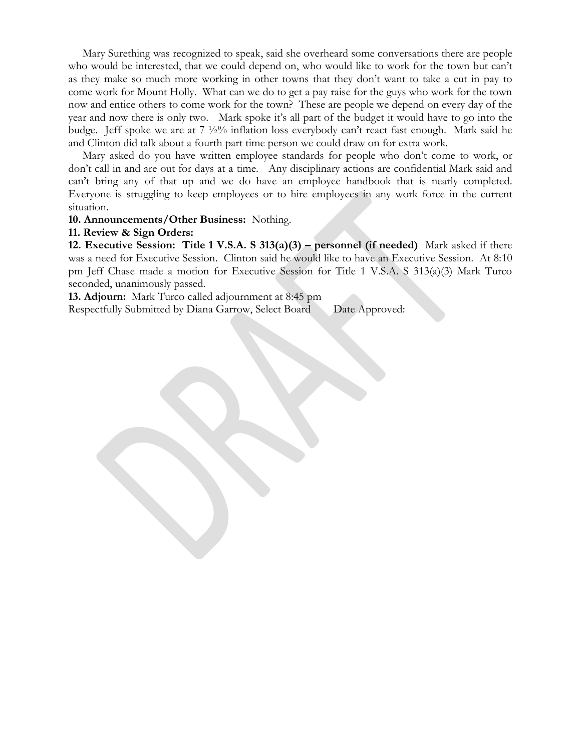Mary Surething was recognized to speak, said she overheard some conversations there are people who would be interested, that we could depend on, who would like to work for the town but can't as they make so much more working in other towns that they don't want to take a cut in pay to come work for Mount Holly. What can we do to get a pay raise for the guys who work for the town now and entice others to come work for the town? These are people we depend on every day of the year and now there is only two. Mark spoke it's all part of the budget it would have to go into the budge. Jeff spoke we are at 7 ½% inflation loss everybody can't react fast enough. Mark said he and Clinton did talk about a fourth part time person we could draw on for extra work.

Mary asked do you have written employee standards for people who don't come to work, or don't call in and are out for days at a time. Any disciplinary actions are confidential Mark said and can't bring any of that up and we do have an employee handbook that is nearly completed. Everyone is struggling to keep employees or to hire employees in any work force in the current situation.

**10. Announcements/Other Business:** Nothing.

**11. Review & Sign Orders:**

**12. Executive Session: Title 1 V.S.A. S 313(a)(3) – personnel (if needed)** Mark asked if there was a need for Executive Session. Clinton said he would like to have an Executive Session. At 8:10 pm Jeff Chase made a motion for Executive Session for Title 1 V.S.A. S 313(a)(3) Mark Turco seconded, unanimously passed.

**13. Adjourn:** Mark Turco called adjournment at 8:45 pm

Respectfully Submitted by Diana Garrow, Select Board     Date Approved: